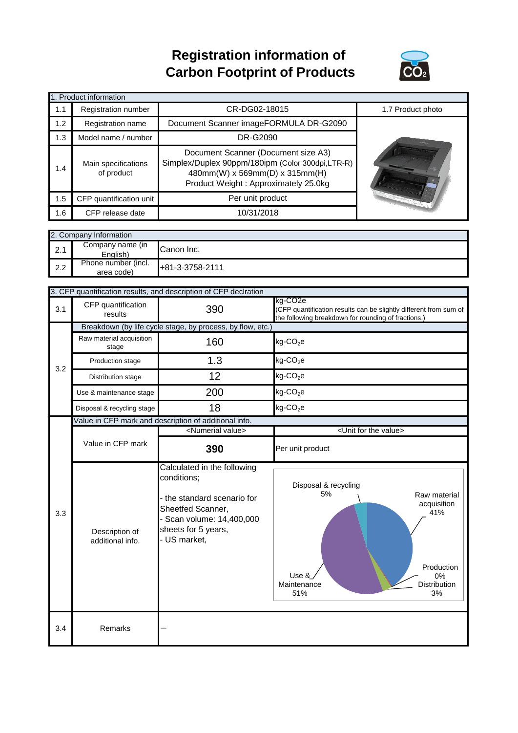# Registration information of Carbon Footprint of Products

| 1. Product information | | | |
|---|---|---|---|
| 1.1 | Registration number | CR-DG02-18015 | 1.7 Product photo |
| 1.2 | Registration name | Document Scanner imageFORMULA DR-G2090 | |
| 1.3 | Model name / number | DR-G2090 | |
| 1.4 | Main specifications of product | Document Scanner (Document size A3)<br>Simplex/Duplex 90ppm/180ipm (Color 300dpi,LTR-R)<br>480mm(W) x 569mm(D) x 315mm(H)<br>Product Weight : Approximately 25.0kg | |
| 1.5 | CFP quantification unit | Per unit product | |
| 1.6 | CFP release date | 10/31/2018 | |

| 2. Company Information | | |
|---|---|---|
| 2.1 | Company name (in English) | Canon Inc. |
| 2.2 | Phone number (incl. area code) | +81-3-3758-2111 |

| 3. CFP quantification results, and description of CFP declration | | | |
|---|---|---|---|
| 3.1 | CFP quantification results | 390 | kg-CO2e<br>(CFP quantification results can be slightly different from sum of the following breakdown for rounding of fractions.) |
| 3.2 | Breakdown (by life cycle stage, by process, by flow, etc.) | | |
| | Raw material acquisition stage | 160 | kg-$CO_2$e |
| | Production stage | 1.3 | kg-$CO_2$e |
| | Distribution stage | 12 | kg-$CO_2$e |
| | Use & maintenance stage | 200 | kg-$CO_2$e |
| | Disposal & recycling stage | 18 | kg-$CO_2$e |
| 3.3 | Value in CFP mark and description of additional info. | | |
| | | <Numerial value> | <Unit for the value> |
| | Value in CFP mark | 390 | Per unit product |
| | Description of additional info. | Calculated in the following conditions;<br><br>- the standard scenario for Sheetfed Scanner,<br>- Scan volume: 14,400,000 sheets for 5 years,<br>- US market, | Disposal & recycling 5%<br>Raw material acquisition 41%<br>Production 0%<br>Distribution 3%<br>Use & Maintenance 51% |
| 3.4 | Remarks | — | |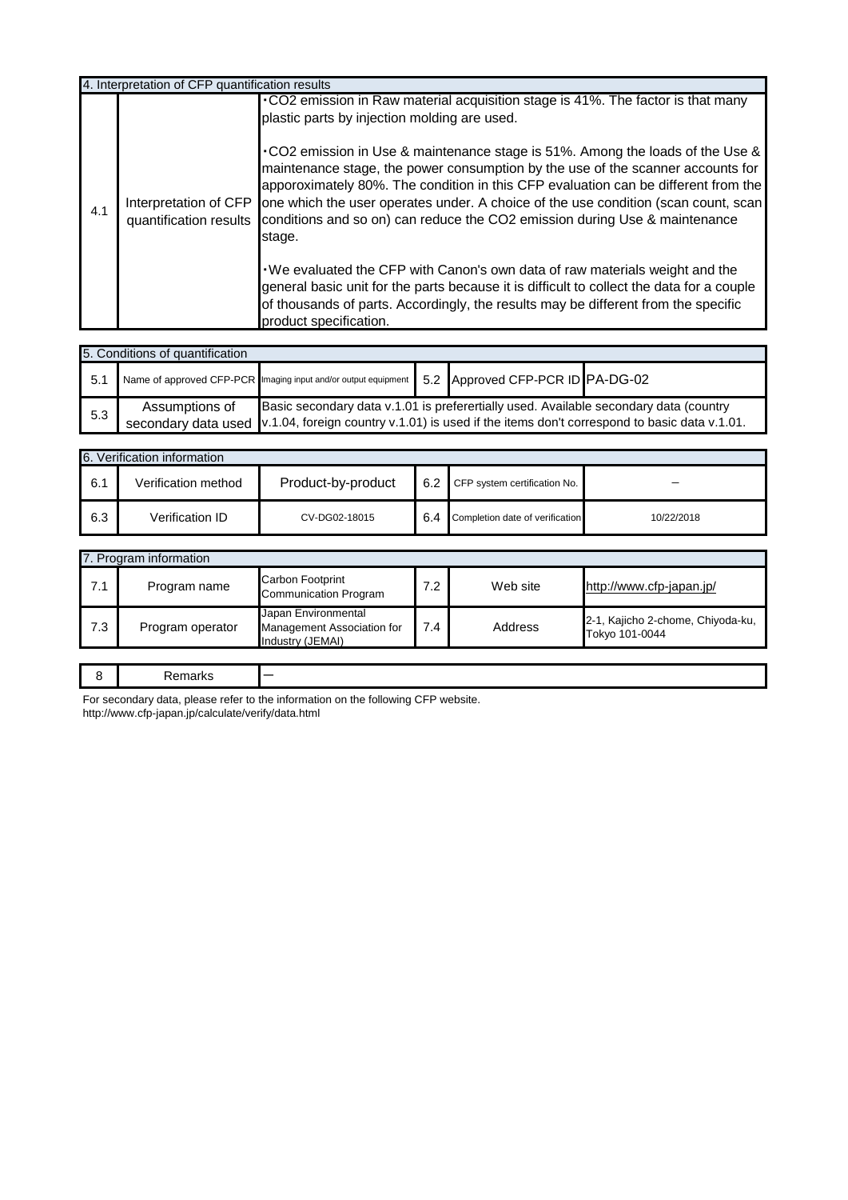## 4. Interpretation of CFP quantification results

| | | |
|---|---|---|
| 4.1 | Interpretation of CFP quantification results | ・CO2 emission in Raw material acquisition stage is 41%. The factor is that many plastic parts by injection molding are used.<br><br>・CO2 emission in Use & maintenance stage is 51%. Among the loads of the Use & maintenance stage, the power consumption by the use of the scanner accounts for approoximately 80%. The condition in this CFP evaluation can be different from the one which the user operates under. A choice of the use condition (scan count, scan conditions and so on) can reduce the CO2 emission during Use & maintenance stage.<br><br>・We evaluated the CFP with Canon's own data of raw materials weight and the general basic unit for the parts because it is difficult to collect the data for a couple of thousands of parts. Accordingly, the results may be different from the specific product specification. |

## 5. Conditions of quantification

| | | | | | |
|---|---|---|---|---|---|
| 5.1 | Name of approved CFP-PCR | Imaging input and/or output equipment | 5.2 | Approved CFP-PCR ID | PA-DG-02 |
| 5.3 | Assumptions of secondary data used | Basic secondary data v.1.01 is preferertially used. Available secondary data (country v.1.04, foreign country v.1.01) is used if the items don't correspond to basic data v.1.01. | | | |

## 6. Verification information

| | | | | | |
|---|---|---|---|---|---|
| 6.1 | Verification method | Product-by-product | 6.2 | CFP system certification No. | − |
| 6.3 | Verification ID | CV-DG02-18015 | 6.4 | Completion date of verification | 10/22/2018 |

## 7. Program information

| | | | | | |
|---|---|---|---|---|---|
| 7.1 | Program name | Carbon Footprint Communication Program | 7.2 | Web site | http://www.cfp-japan.jp/ |
| 7.3 | Program operator | Japan Environmental Management Association for Industry (JEMAI) | 7.4 | Address | 2-1, Kajicho 2-chome, Chiyoda-ku, Tokyo 101-0044 |

| | | |
|---|---|---|
| 8 | Remarks | − |

For secondary data, please refer to the information on the following CFP website.
http://www.cfp-japan.jp/calculate/verify/data.html